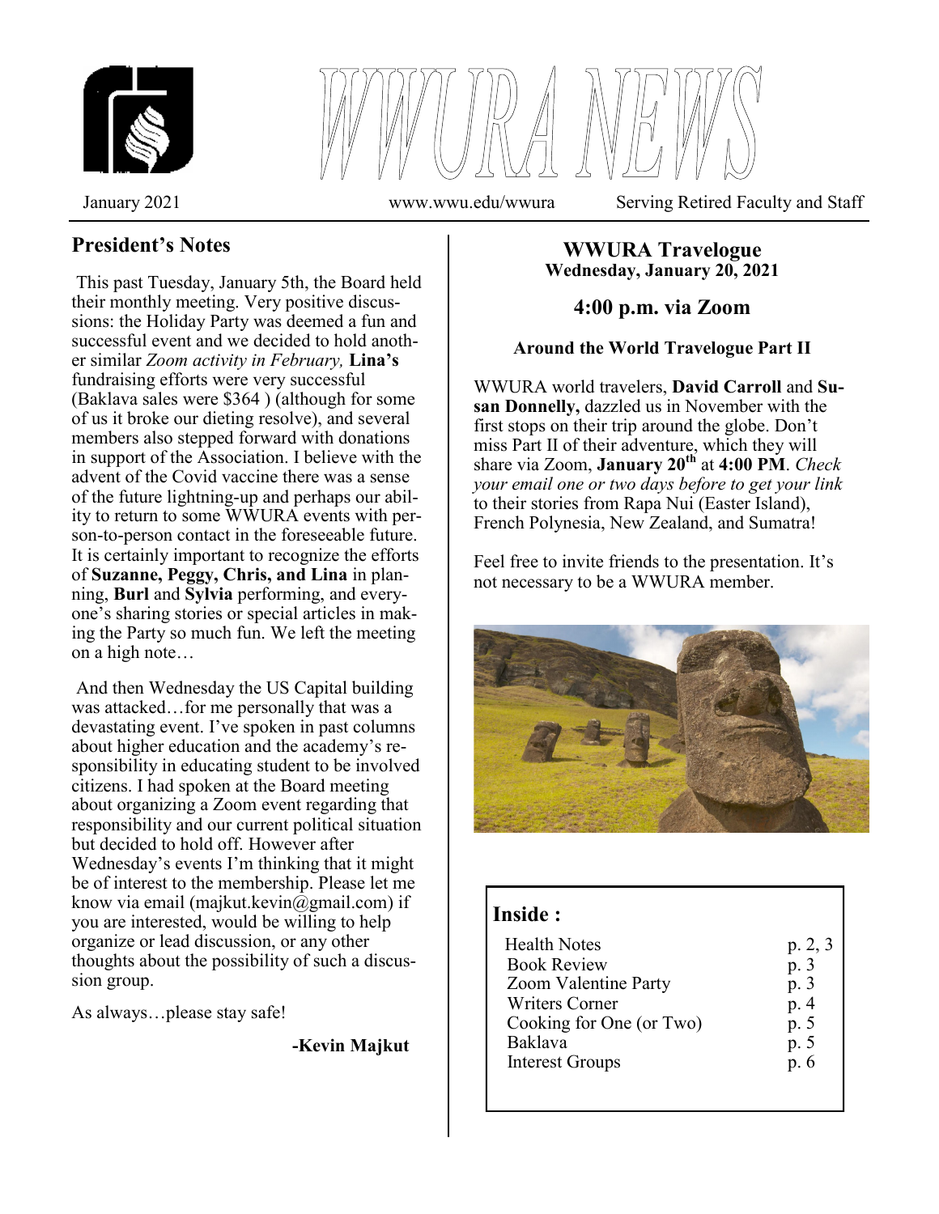# WWURA NEWS

January 2021 www.wwu.edu/wwura Serving Retired Faculty and Staff

## President's Notes

This past Tuesday, January 5th, the Board held their monthly meeting. Very positive discussions: the Holiday Party was deemed a fun and successful event and we decided to hold another similar *Zoom activity in February,* **Lina's** fundraising efforts were very successful (Baklava sales were $364 ) (although for some of us it broke our dieting resolve), and several members also stepped forward with donations in support of the Association. I believe with the advent of the Covid vaccine there was a sense of the future lightning-up and perhaps our ability to return to some WWURA events with person-to-person contact in the foreseeable future. It is certainly important to recognize the efforts of **Suzanne, Peggy, Chris, and Lina** in planning, **Burl** and **Sylvia** performing, and everyone's sharing stories or special articles in making the Party so much fun. We left the meeting on a high note…

And then Wednesday the US Capital building was attacked…for me personally that was a devastating event. I've spoken in past columns about higher education and the academy's responsibility in educating student to be involved citizens. I had spoken at the Board meeting about organizing a Zoom event regarding that responsibility and our current political situation but decided to hold off. However after Wednesday's events I'm thinking that it might be of interest to the membership. Please let me know via email (majkut.kevin@gmail.com) if you are interested, would be willing to help organize or lead discussion, or any other thoughts about the possibility of such a discussion group.

As always…please stay safe!

**-Kevin Majkut**

## WWURA Travelogue

**Wednesday, January 20, 2021**

### 4:00 p.m. via Zoom

**Around the World Travelogue Part II**

WWURA world travelers, **David Carroll** and **Susan Donnelly,** dazzled us in November with the first stops on their trip around the globe. Don't miss Part II of their adventure, which they will share via Zoom, **January 20th** at **4:00 PM**. *Check your email one or two days before to get your link* to their stories from Rapa Nui (Easter Island), French Polynesia, New Zealand, and Sumatra!

Feel free to invite friends to the presentation. It's not necessary to be a WWURA member.

## Inside :

| | |
|---|---|
| Health Notes | p. 2, 3 |
| Book Review | p. 3 |
| Zoom Valentine Party | p. 3 |
| Writers Corner | p. 4 |
| Cooking for One (or Two) | p. 5 |
| Baklava | p. 5 |
| Interest Groups | p. 6 |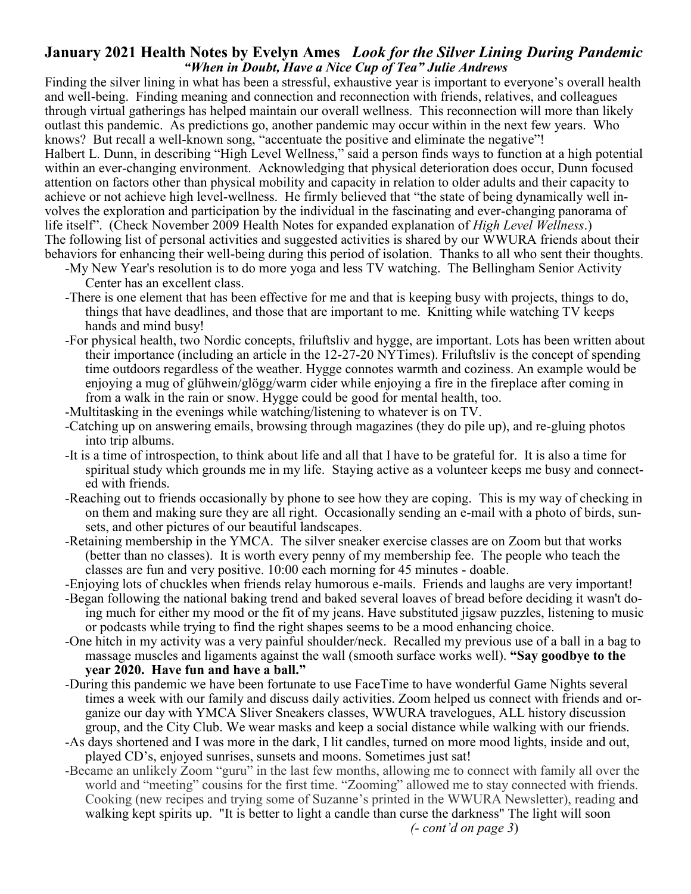## January 2021 Health Notes by Evelyn Ames *Look for the Silver Lining During Pandemic*

***"When in Doubt, Have a Nice Cup of Tea" Julie Andrews***

Finding the silver lining in what has been a stressful, exhaustive year is important to everyone's overall health and well-being. Finding meaning and connection and reconnection with friends, relatives, and colleagues through virtual gatherings has helped maintain our overall wellness. This reconnection will more than likely outlast this pandemic. As predictions go, another pandemic may occur within in the next few years. Who knows? But recall a well-known song, "accentuate the positive and eliminate the negative"!

Halbert L. Dunn, in describing "High Level Wellness," said a person finds ways to function at a high potential within an ever-changing environment. Acknowledging that physical deterioration does occur, Dunn focused attention on factors other than physical mobility and capacity in relation to older adults and their capacity to achieve or not achieve high level-wellness. He firmly believed that "the state of being dynamically well involves the exploration and participation by the individual in the fascinating and ever-changing panorama of life itself". (Check November 2009 Health Notes for expanded explanation of *High Level Wellness*.)

The following list of personal activities and suggested activities is shared by our WWURA friends about their behaviors for enhancing their well-being during this period of isolation. Thanks to all who sent their thoughts.

- My New Year's resolution is to do more yoga and less TV watching. The Bellingham Senior Activity Center has an excellent class.
- There is one element that has been effective for me and that is keeping busy with projects, things to do, things that have deadlines, and those that are important to me. Knitting while watching TV keeps hands and mind busy!
- For physical health, two Nordic concepts, friluftsliv and hygge, are important. Lots has been written about their importance (including an article in the 12-27-20 NYTimes). Friluftsliv is the concept of spending time outdoors regardless of the weather. Hygge connotes warmth and coziness. An example would be enjoying a mug of glühwein/glögg/warm cider while enjoying a fire in the fireplace after coming in from a walk in the rain or snow. Hygge could be good for mental health, too.
- Multitasking in the evenings while watching/listening to whatever is on TV.
- Catching up on answering emails, browsing through magazines (they do pile up), and re-gluing photos into trip albums.
- It is a time of introspection, to think about life and all that I have to be grateful for. It is also a time for spiritual study which grounds me in my life. Staying active as a volunteer keeps me busy and connected with friends.
- Reaching out to friends occasionally by phone to see how they are coping. This is my way of checking in on them and making sure they are all right. Occasionally sending an e-mail with a photo of birds, sunsets, and other pictures of our beautiful landscapes.
- Retaining membership in the YMCA. The silver sneaker exercise classes are on Zoom but that works (better than no classes). It is worth every penny of my membership fee. The people who teach the classes are fun and very positive. 10:00 each morning for 45 minutes - doable.
- Enjoying lots of chuckles when friends relay humorous e-mails. Friends and laughs are very important!
- Began following the national baking trend and baked several loaves of bread before deciding it wasn't doing much for either my mood or the fit of my jeans. Have substituted jigsaw puzzles, listening to music or podcasts while trying to find the right shapes seems to be a mood enhancing choice.
- One hitch in my activity was a very painful shoulder/neck. Recalled my previous use of a ball in a bag to massage muscles and ligaments against the wall (smooth surface works well). **"Say goodbye to the year 2020. Have fun and have a ball."**
- During this pandemic we have been fortunate to use FaceTime to have wonderful Game Nights several times a week with our family and discuss daily activities. Zoom helped us connect with friends and organize our day with YMCA Sliver Sneakers classes, WWURA travelogues, ALL history discussion group, and the City Club. We wear masks and keep a social distance while walking with our friends.
- As days shortened and I was more in the dark, I lit candles, turned on more mood lights, inside and out, played CD's, enjoyed sunrises, sunsets and moons. Sometimes just sat!
- Became an unlikely Zoom "guru" in the last few months, allowing me to connect with family all over the world and "meeting" cousins for the first time. "Zooming" allowed me to stay connected with friends. Cooking (new recipes and trying some of Suzanne's printed in the WWURA Newsletter), reading and walking kept spirits up. "It is better to light a candle than curse the darkness" The light will soon

*(- cont'd on page 3)*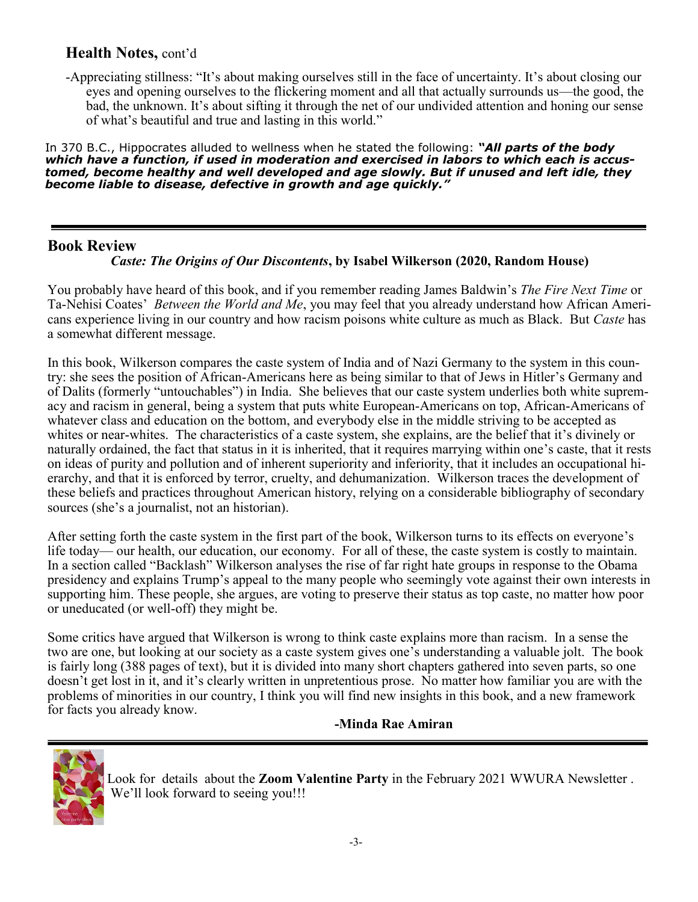## Health Notes, cont'd

-Appreciating stillness: "It's about making ourselves still in the face of uncertainty. It's about closing our eyes and opening ourselves to the flickering moment and all that actually surrounds us—the good, the bad, the unknown. It's about sifting it through the net of our undivided attention and honing our sense of what's beautiful and true and lasting in this world."

In 370 B.C., Hippocrates alluded to wellness when he stated the following: ***"All parts of the body which have a function, if used in moderation and exercised in labors to which each is accustomed, become healthy and well developed and age slowly. But if unused and left idle, they become liable to disease, defective in growth and age quickly."***

---

## Book Review

***Caste: The Origins of Our Discontents*, by Isabel Wilkerson (2020, Random House)**

You probably have heard of this book, and if you remember reading James Baldwin's *The Fire Next Time* or Ta-Nehisi Coates' *Between the World and Me*, you may feel that you already understand how African Americans experience living in our country and how racism poisons white culture as much as Black. But *Caste* has a somewhat different message.

In this book, Wilkerson compares the caste system of India and of Nazi Germany to the system in this country: she sees the position of African-Americans here as being similar to that of Jews in Hitler's Germany and of Dalits (formerly "untouchables") in India. She believes that our caste system underlies both white supremacy and racism in general, being a system that puts white European-Americans on top, African-Americans of whatever class and education on the bottom, and everybody else in the middle striving to be accepted as whites or near-whites. The characteristics of a caste system, she explains, are the belief that it's divinely or naturally ordained, the fact that status in it is inherited, that it requires marrying within one's caste, that it rests on ideas of purity and pollution and of inherent superiority and inferiority, that it includes an occupational hierarchy, and that it is enforced by terror, cruelty, and dehumanization. Wilkerson traces the development of these beliefs and practices throughout American history, relying on a considerable bibliography of secondary sources (she's a journalist, not an historian).

After setting forth the caste system in the first part of the book, Wilkerson turns to its effects on everyone's life today— our health, our education, our economy. For all of these, the caste system is costly to maintain. In a section called "Backlash" Wilkerson analyses the rise of far right hate groups in response to the Obama presidency and explains Trump's appeal to the many people who seemingly vote against their own interests in supporting him. These people, she argues, are voting to preserve their status as top caste, no matter how poor or uneducated (or well-off) they might be.

Some critics have argued that Wilkerson is wrong to think caste explains more than racism. In a sense the two are one, but looking at our society as a caste system gives one's understanding a valuable jolt. The book is fairly long (388 pages of text), but it is divided into many short chapters gathered into seven parts, so one doesn't get lost in it, and it's clearly written in unpretentious prose. No matter how familiar you are with the problems of minorities in our country, I think you will find new insights in this book, and a new framework for facts you already know.

**-Minda Rae Amiran**

---

Look for details about the **Zoom Valentine Party** in the February 2021 WWURA Newsletter . We'll look forward to seeing you!!!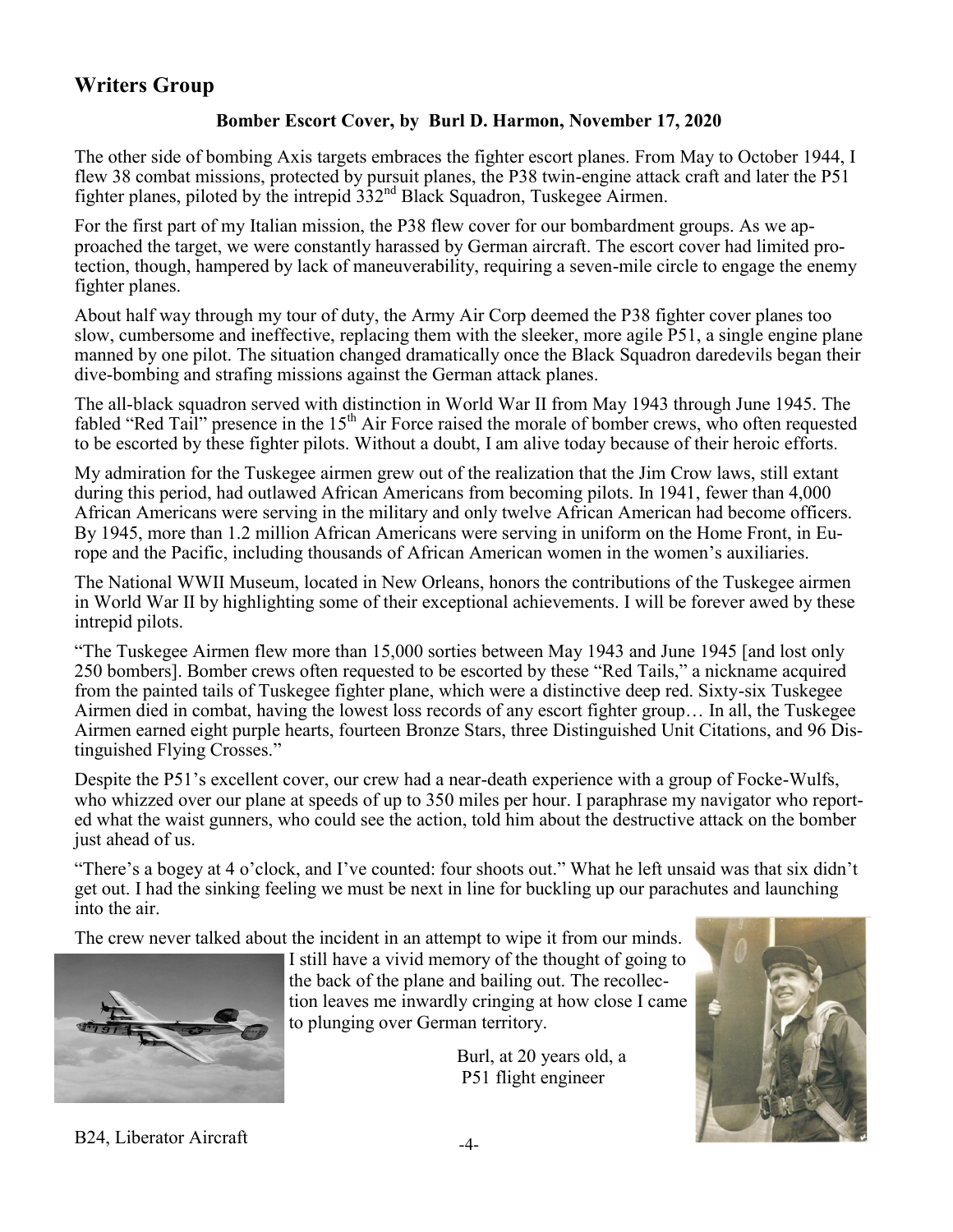## Writers Group

**Bomber Escort Cover, by Burl D. Harmon, November 17, 2020**

The other side of bombing Axis targets embraces the fighter escort planes. From May to October 1944, I flew 38 combat missions, protected by pursuit planes, the P38 twin-engine attack craft and later the P51 fighter planes, piloted by the intrepid 332nd Black Squadron, Tuskegee Airmen.

For the first part of my Italian mission, the P38 flew cover for our bombardment groups. As we approached the target, we were constantly harassed by German aircraft. The escort cover had limited protection, though, hampered by lack of maneuverability, requiring a seven-mile circle to engage the enemy fighter planes.

About half way through my tour of duty, the Army Air Corp deemed the P38 fighter cover planes too slow, cumbersome and ineffective, replacing them with the sleeker, more agile P51, a single engine plane manned by one pilot. The situation changed dramatically once the Black Squadron daredevils began their dive-bombing and strafing missions against the German attack planes.

The all-black squadron served with distinction in World War II from May 1943 through June 1945. The fabled "Red Tail" presence in the 15th Air Force raised the morale of bomber crews, who often requested to be escorted by these fighter pilots. Without a doubt, I am alive today because of their heroic efforts.

My admiration for the Tuskegee airmen grew out of the realization that the Jim Crow laws, still extant during this period, had outlawed African Americans from becoming pilots. In 1941, fewer than 4,000 African Americans were serving in the military and only twelve African American had become officers. By 1945, more than 1.2 million African Americans were serving in uniform on the Home Front, in Europe and the Pacific, including thousands of African American women in the women's auxiliaries.

The National WWII Museum, located in New Orleans, honors the contributions of the Tuskegee airmen in World War II by highlighting some of their exceptional achievements. I will be forever awed by these intrepid pilots.

"The Tuskegee Airmen flew more than 15,000 sorties between May 1943 and June 1945 [and lost only 250 bombers]. Bomber crews often requested to be escorted by these "Red Tails," a nickname acquired from the painted tails of Tuskegee fighter plane, which were a distinctive deep red. Sixty-six Tuskegee Airmen died in combat, having the lowest loss records of any escort fighter group… In all, the Tuskegee Airmen earned eight purple hearts, fourteen Bronze Stars, three Distinguished Unit Citations, and 96 Distinguished Flying Crosses."

Despite the P51's excellent cover, our crew had a near-death experience with a group of Focke-Wulfs, who whizzed over our plane at speeds of up to 350 miles per hour. I paraphrase my navigator who reported what the waist gunners, who could see the action, told him about the destructive attack on the bomber just ahead of us.

"There's a bogey at 4 o'clock, and I've counted: four shoots out." What he left unsaid was that six didn't get out. I had the sinking feeling we must be next in line for buckling up our parachutes and launching into the air.

The crew never talked about the incident in an attempt to wipe it from our minds. I still have a vivid memory of the thought of going to the back of the plane and bailing out. The recollection leaves me inwardly cringing at how close I came to plunging over German territory.

Burl, at 20 years old, a P51 flight engineer

B24, Liberator Aircraft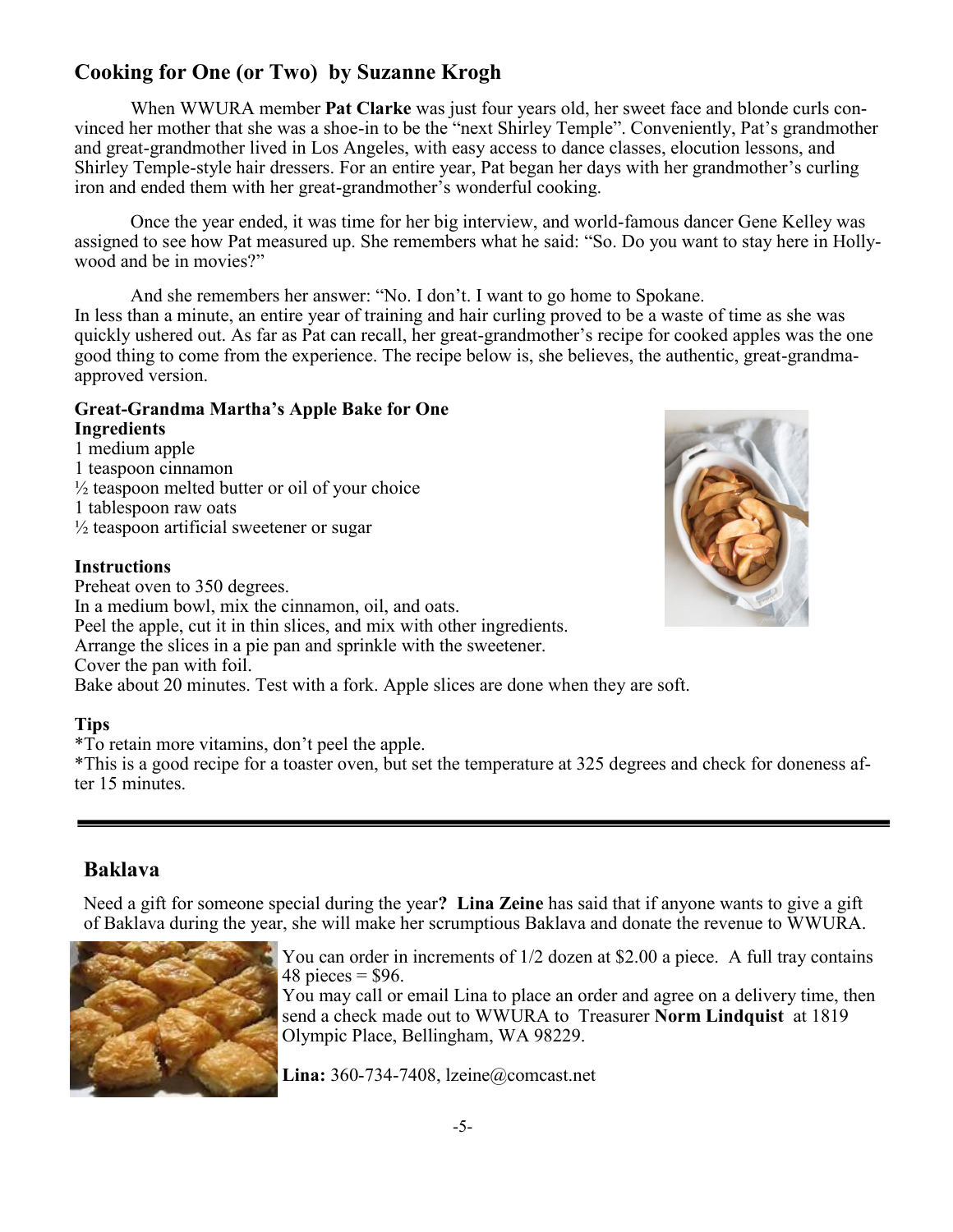## Cooking for One (or Two) by Suzanne Krogh

When WWURA member **Pat Clarke** was just four years old, her sweet face and blonde curls convinced her mother that she was a shoe-in to be the "next Shirley Temple". Conveniently, Pat's grandmother and great-grandmother lived in Los Angeles, with easy access to dance classes, elocution lessons, and Shirley Temple-style hair dressers. For an entire year, Pat began her days with her grandmother's curling iron and ended them with her great-grandmother's wonderful cooking.

Once the year ended, it was time for her big interview, and world-famous dancer Gene Kelley was assigned to see how Pat measured up. She remembers what he said: "So. Do you want to stay here in Hollywood and be in movies?"

And she remembers her answer: "No. I don't. I want to go home to Spokane.
In less than a minute, an entire year of training and hair curling proved to be a waste of time as she was quickly ushered out. As far as Pat can recall, her great-grandmother's recipe for cooked apples was the one good thing to come from the experience. The recipe below is, she believes, the authentic, great-grandma-approved version.

**Great-Grandma Martha's Apple Bake for One**
**Ingredients**
1 medium apple
1 teaspoon cinnamon
½ teaspoon melted butter or oil of your choice
1 tablespoon raw oats
½ teaspoon artificial sweetener or sugar

**Instructions**
Preheat oven to 350 degrees.
In a medium bowl, mix the cinnamon, oil, and oats.
Peel the apple, cut it in thin slices, and mix with other ingredients.
Arrange the slices in a pie pan and sprinkle with the sweetener.
Cover the pan with foil.
Bake about 20 minutes. Test with a fork. Apple slices are done when they are soft.

**Tips**
*To retain more vitamins, don't peel the apple.
*This is a good recipe for a toaster oven, but set the temperature at 325 degrees and check for doneness after 15 minutes.

---

## Baklava

Need a gift for someone special during the year**?** **Lina Zeine** has said that if anyone wants to give a gift of Baklava during the year, she will make her scrumptious Baklava and donate the revenue to WWURA.

You can order in increments of 1/2 dozen at $2.00 a piece. A full tray contains 48 pieces = $96.
You may call or email Lina to place an order and agree on a delivery time, then send a check made out to WWURA to Treasurer **Norm Lindquist** at 1819 Olympic Place, Bellingham, WA 98229.

**Lina:** 360-734-7408, lzeine@comcast.net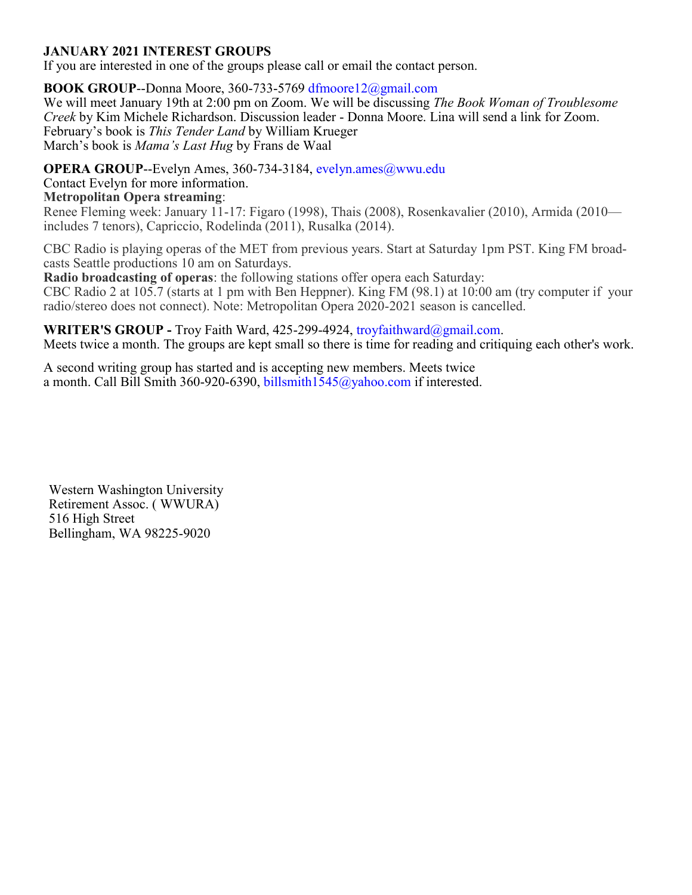**JANUARY 2021 INTEREST GROUPS**

If you are interested in one of the groups please call or email the contact person.

**BOOK GROUP**--Donna Moore, 360-733-5769 dfmoore12@gmail.com

We will meet January 19th at 2:00 pm on Zoom. We will be discussing *The Book Woman of Troublesome Creek* by Kim Michele Richardson. Discussion leader - Donna Moore. Lina will send a link for Zoom.
February's book is *This Tender Land* by William Krueger
March's book is *Mama's Last Hug* by Frans de Waal

**OPERA GROUP**--Evelyn Ames, 360-734-3184, evelyn.ames@wwu.edu

Contact Evelyn for more information.

**Metropolitan Opera streaming**:

Renee Fleming week: January 11-17: Figaro (1998), Thais (2008), Rosenkavalier (2010), Armida (2010—includes 7 tenors), Capriccio, Rodelinda (2011), Rusalka (2014).

CBC Radio is playing operas of the MET from previous years. Start at Saturday 1pm PST. King FM broadcasts Seattle productions 10 am on Saturdays.

**Radio broadcasting of operas**: the following stations offer opera each Saturday:
CBC Radio 2 at 105.7 (starts at 1 pm with Ben Heppner). King FM (98.1) at 10:00 am (try computer if your radio/stereo does not connect). Note: Metropolitan Opera 2020-2021 season is cancelled.

**WRITER'S GROUP -** Troy Faith Ward, 425-299-4924, troyfaithward@gmail.com.

Meets twice a month. The groups are kept small so there is time for reading and critiquing each other's work.

A second writing group has started and is accepting new members. Meets twice a month. Call Bill Smith 360-920-6390, billsmith1545@yahoo.com if interested.

Western Washington University
Retirement Assoc. ( WWURA)
516 High Street
Bellingham, WA 98225-9020